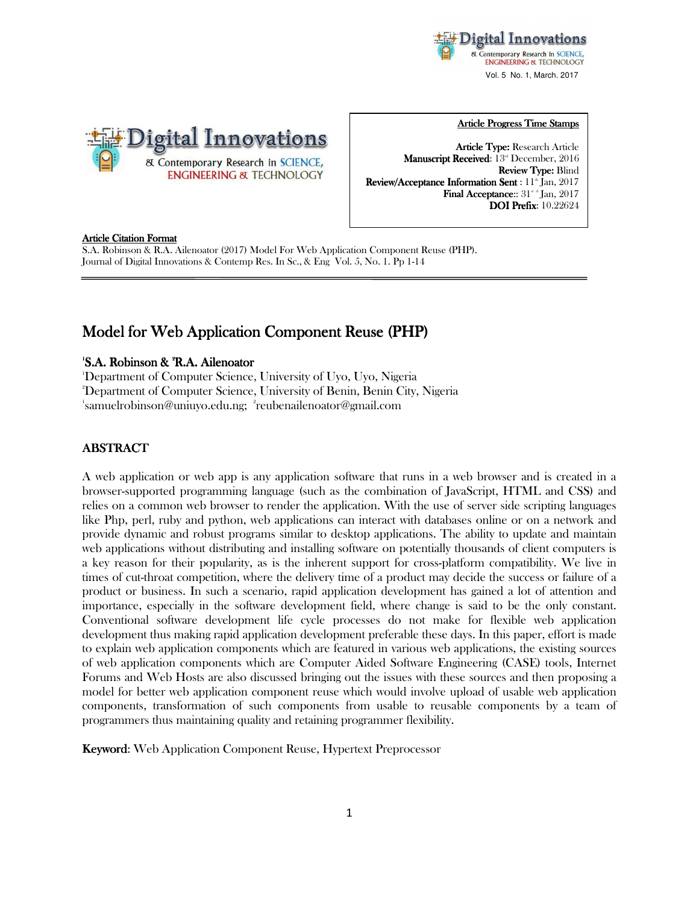**Article Progress Time Stamps**

**Article Type:** Research Article
**Manuscript Received**: 13[rd] December, 2016
**Review Type:** Blind
**Review/Acceptance Information Sent** : 11[th] Jan, 2017
**Final Acceptance**:: 31[st] Jan, 2017
**DOI Prefix**: 10.22624

**Article Citation Format**
S.A. Robinson & R.A. Ailenoator (2017) Model For Web Application Component Reuse (PHP). Journal of Digital Innovations & Contemp Res. In Sc., & Eng Vol. 5, No. 1. Pp 1-14

# Model for Web Application Component Reuse (PHP)

**[1]S.A. Robinson & [2]R.A. Ailenoator**
[1]Department of Computer Science, University of Uyo, Uyo, Nigeria
[2]Department of Computer Science, University of Benin, Benin City, Nigeria
[1]samuelrobinson@uniuyo.edu.ng; [2]reubenailenoator@gmail.com

## ABSTRACT

A web application or web app is any application software that runs in a web browser and is created in a browser-supported programming language (such as the combination of JavaScript, HTML and CSS) and relies on a common web browser to render the application. With the use of server side scripting languages like Php, perl, ruby and python, web applications can interact with databases online or on a network and provide dynamic and robust programs similar to desktop applications. The ability to update and maintain web applications without distributing and installing software on potentially thousands of client computers is a key reason for their popularity, as is the inherent support for cross-platform compatibility. We live in times of cut-throat competition, where the delivery time of a product may decide the success or failure of a product or business. In such a scenario, rapid application development has gained a lot of attention and importance, especially in the software development field, where change is said to be the only constant. Conventional software development life cycle processes do not make for flexible web application development thus making rapid application development preferable these days. In this paper, effort is made to explain web application components which are featured in various web applications, the existing sources of web application components which are Computer Aided Software Engineering (CASE) tools, Internet Forums and Web Hosts are also discussed bringing out the issues with these sources and then proposing a model for better web application component reuse which would involve upload of usable web application components, transformation of such components from usable to reusable components by a team of programmers thus maintaining quality and retaining programmer flexibility.

**Keyword**: Web Application Component Reuse, Hypertext Preprocessor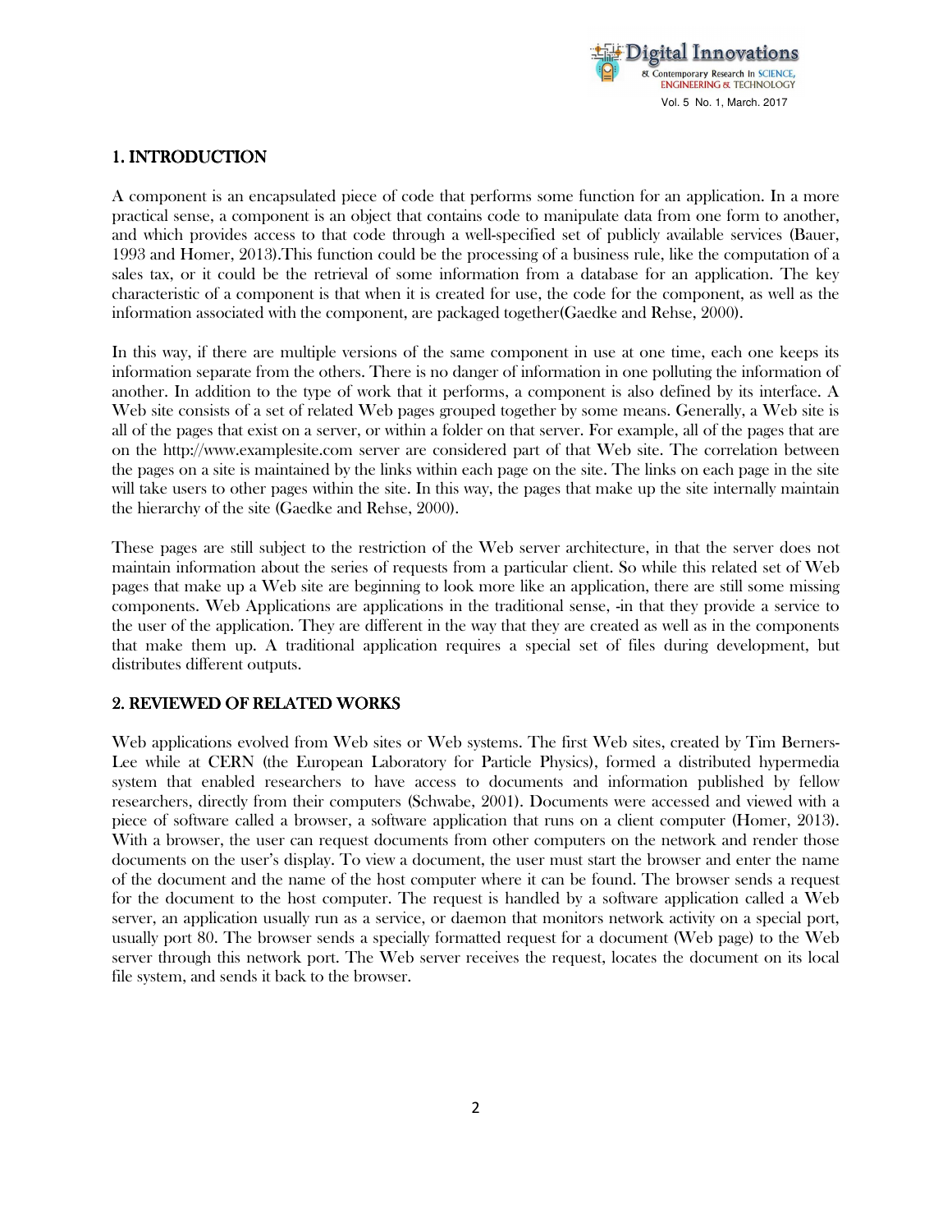## 1. INTRODUCTION

A component is an encapsulated piece of code that performs some function for an application. In a more practical sense, a component is an object that contains code to manipulate data from one form to another, and which provides access to that code through a well-specified set of publicly available services (Bauer, 1993 and Homer, 2013).This function could be the processing of a business rule, like the computation of a sales tax, or it could be the retrieval of some information from a database for an application. The key characteristic of a component is that when it is created for use, the code for the component, as well as the information associated with the component, are packaged together(Gaedke and Rehse, 2000).

In this way, if there are multiple versions of the same component in use at one time, each one keeps its information separate from the others. There is no danger of information in one polluting the information of another. In addition to the type of work that it performs, a component is also defined by its interface. A Web site consists of a set of related Web pages grouped together by some means. Generally, a Web site is all of the pages that exist on a server, or within a folder on that server. For example, all of the pages that are on the http://www.examplesite.com server are considered part of that Web site. The correlation between the pages on a site is maintained by the links within each page on the site. The links on each page in the site will take users to other pages within the site. In this way, the pages that make up the site internally maintain the hierarchy of the site (Gaedke and Rehse, 2000).

These pages are still subject to the restriction of the Web server architecture, in that the server does not maintain information about the series of requests from a particular client. So while this related set of Web pages that make up a Web site are beginning to look more like an application, there are still some missing components. Web Applications are applications in the traditional sense, -in that they provide a service to the user of the application. They are different in the way that they are created as well as in the components that make them up. A traditional application requires a special set of files during development, but distributes different outputs.

## 2. REVIEWED OF RELATED WORKS

Web applications evolved from Web sites or Web systems. The first Web sites, created by Tim Berners-Lee while at CERN (the European Laboratory for Particle Physics), formed a distributed hypermedia system that enabled researchers to have access to documents and information published by fellow researchers, directly from their computers (Schwabe, 2001). Documents were accessed and viewed with a piece of software called a browser, a software application that runs on a client computer (Homer, 2013). With a browser, the user can request documents from other computers on the network and render those documents on the user's display. To view a document, the user must start the browser and enter the name of the document and the name of the host computer where it can be found. The browser sends a request for the document to the host computer. The request is handled by a software application called a Web server, an application usually run as a service, or daemon that monitors network activity on a special port, usually port 80. The browser sends a specially formatted request for a document (Web page) to the Web server through this network port. The Web server receives the request, locates the document on its local file system, and sends it back to the browser.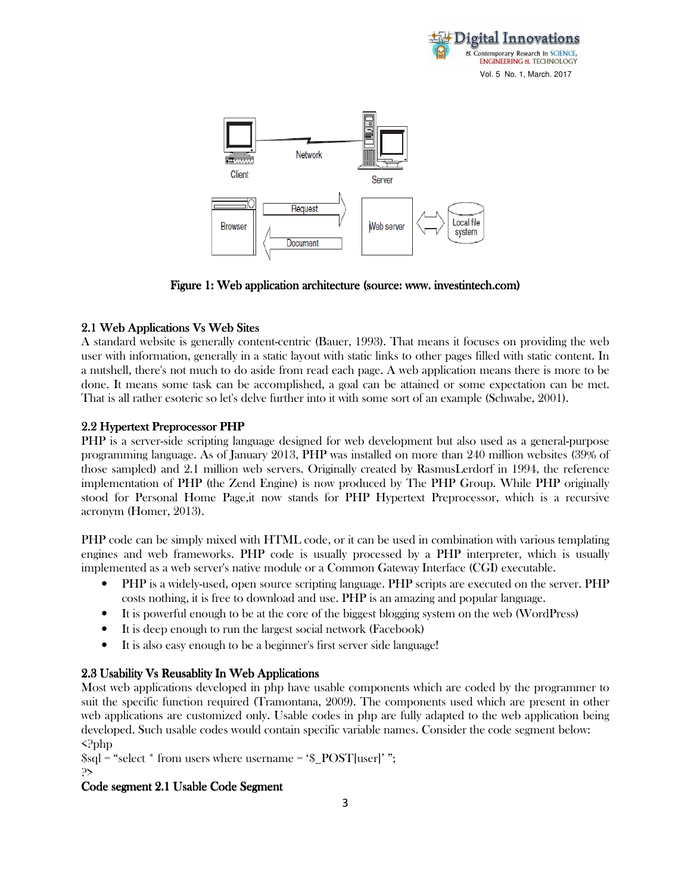Figure 1: Web application architecture (source: www. investintech.com)

### 2.1 Web Applications Vs Web Sites

A standard website is generally content-centric (Bauer, 1993). That means it focuses on providing the web user with information, generally in a static layout with static links to other pages filled with static content. In a nutshell, there's not much to do aside from read each page. A web application means there is more to be done. It means some task can be accomplished, a goal can be attained or some expectation can be met. That is all rather esoteric so let's delve further into it with some sort of an example (Schwabe, 2001).

### 2.2 Hypertext Preprocessor PHP

PHP is a server-side scripting language designed for web development but also used as a general-purpose programming language. As of January 2013, PHP was installed on more than 240 million websites (39% of those sampled) and 2.1 million web servers. Originally created by RasmusLerdorf in 1994, the reference implementation of PHP (the Zend Engine) is now produced by The PHP Group. While PHP originally stood for Personal Home Page,it now stands for PHP Hypertext Preprocessor, which is a recursive acronym (Homer, 2013).

PHP code can be simply mixed with HTML code, or it can be used in combination with various templating engines and web frameworks. PHP code is usually processed by a PHP interpreter, which is usually implemented as a web server's native module or a Common Gateway Interface (CGI) executable.

- PHP is a widely-used, open source scripting language. PHP scripts are executed on the server. PHP costs nothing, it is free to download and use. PHP is an amazing and popular language.
- It is powerful enough to be at the core of the biggest blogging system on the web (WordPress)
- It is deep enough to run the largest social network (Facebook)
- It is also easy enough to be a beginner's first server side language!

### 2.3 Usability Vs Reusablity In Web Applications

Most web applications developed in php have usable components which are coded by the programmer to suit the specific function required (Tramontana, 2009). The components used which are present in other web applications are customized only. Usable codes in php are fully adapted to the web application being developed. Such usable codes would contain specific variable names. Consider the code segment below:

```
<?php
$sql = "select * from users where username = '$_POST[user]' ";
?>
```

**Code segment 2.1 Usable Code Segment**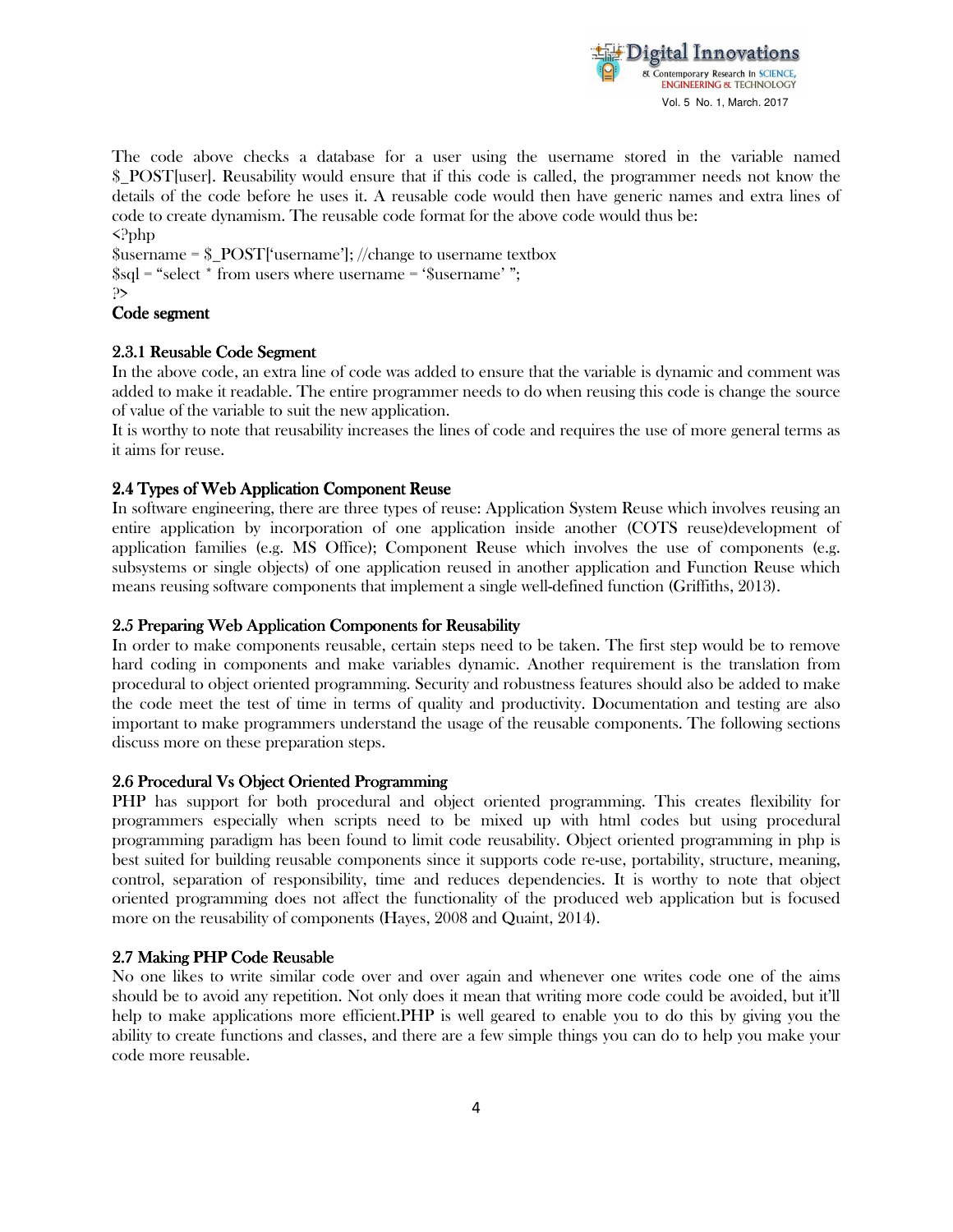The code above checks a database for a user using the username stored in the variable named $_POST[user]. Reusability would ensure that if this code is called, the programmer needs not know the details of the code before he uses it. A reusable code would then have generic names and extra lines of code to create dynamism. The reusable code format for the above code would thus be:

```
<?php
$username = $_POST['username']; //change to username textbox
$sql = "select * from users where username = '$username' ";
?>
```

**Code segment**

### 2.3.1 Reusable Code Segment

In the above code, an extra line of code was added to ensure that the variable is dynamic and comment was added to make it readable. The entire programmer needs to do when reusing this code is change the source of value of the variable to suit the new application.

It is worthy to note that reusability increases the lines of code and requires the use of more general terms as it aims for reuse.

## 2.4 Types of Web Application Component Reuse

In software engineering, there are three types of reuse: Application System Reuse which involves reusing an entire application by incorporation of one application inside another (COTS reuse)development of application families (e.g. MS Office); Component Reuse which involves the use of components (e.g. subsystems or single objects) of one application reused in another application and Function Reuse which means reusing software components that implement a single well-defined function (Griffiths, 2013).

## 2.5 Preparing Web Application Components for Reusability

In order to make components reusable, certain steps need to be taken. The first step would be to remove hard coding in components and make variables dynamic. Another requirement is the translation from procedural to object oriented programming. Security and robustness features should also be added to make the code meet the test of time in terms of quality and productivity. Documentation and testing are also important to make programmers understand the usage of the reusable components. The following sections discuss more on these preparation steps.

## 2.6 Procedural Vs Object Oriented Programming

PHP has support for both procedural and object oriented programming. This creates flexibility for programmers especially when scripts need to be mixed up with html codes but using procedural programming paradigm has been found to limit code reusability. Object oriented programming in php is best suited for building reusable components since it supports code re-use, portability, structure, meaning, control, separation of responsibility, time and reduces dependencies. It is worthy to note that object oriented programming does not affect the functionality of the produced web application but is focused more on the reusability of components (Hayes, 2008 and Quaint, 2014).

## 2.7 Making PHP Code Reusable

No one likes to write similar code over and over again and whenever one writes code one of the aims should be to avoid any repetition. Not only does it mean that writing more code could be avoided, but it'll help to make applications more efficient.PHP is well geared to enable you to do this by giving you the ability to create functions and classes, and there are a few simple things you can do to help you make your code more reusable.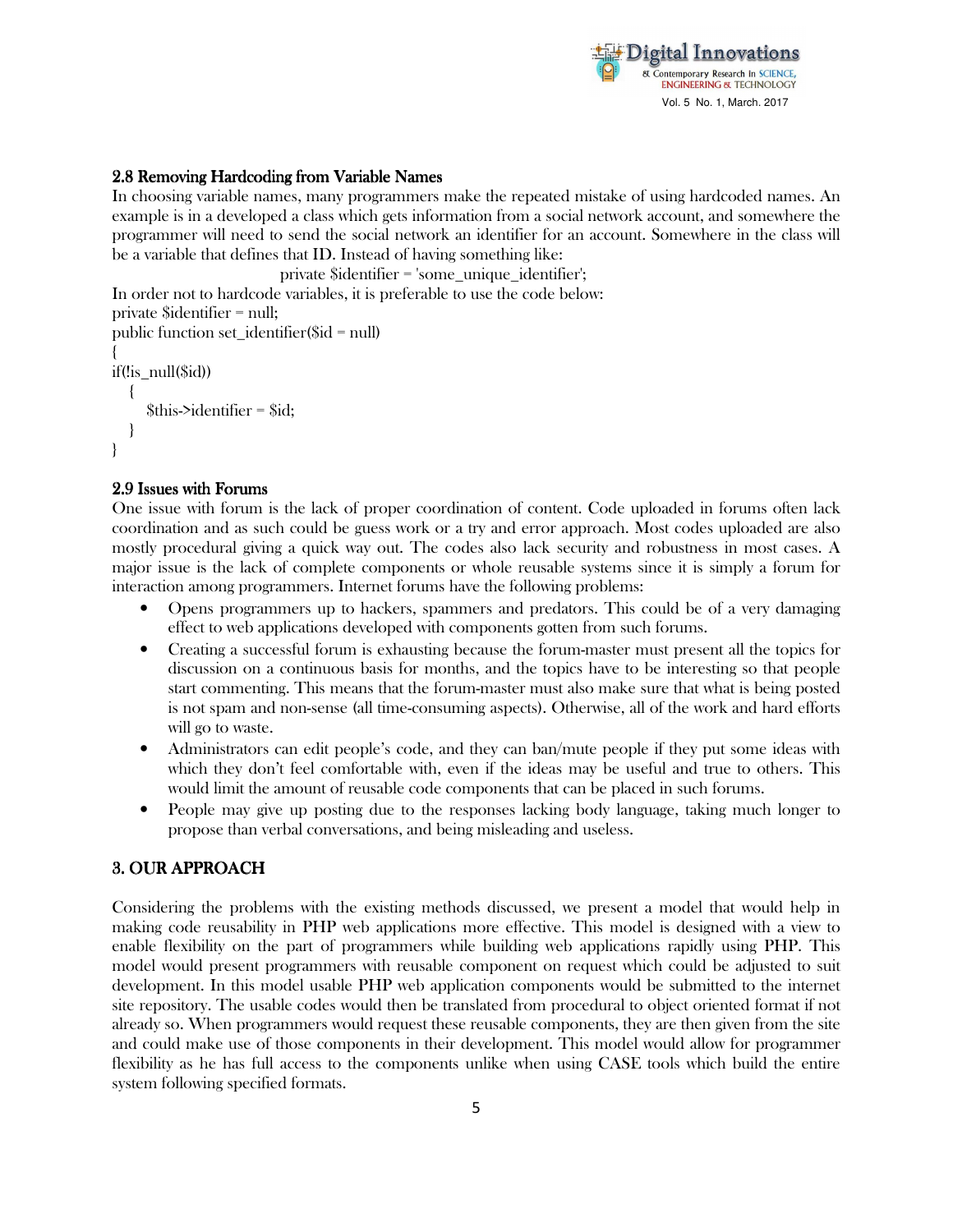### 2.8 Removing Hardcoding from Variable Names

In choosing variable names, many programmers make the repeated mistake of using hardcoded names. An example is in a developed a class which gets information from a social network account, and somewhere the programmer will need to send the social network an identifier for an account. Somewhere in the class will be a variable that defines that ID. Instead of having something like:

```
private $identifier = 'some_unique_identifier';
```

In order not to hardcode variables, it is preferable to use the code below:

```
private $identifier = null;
public function set_identifier($id = null)
{
if(!is_null($id))
   {
      $this->identifier = $id;
   }
}
```

### 2.9 Issues with Forums

One issue with forum is the lack of proper coordination of content. Code uploaded in forums often lack coordination and as such could be guess work or a try and error approach. Most codes uploaded are also mostly procedural giving a quick way out. The codes also lack security and robustness in most cases. A major issue is the lack of complete components or whole reusable systems since it is simply a forum for interaction among programmers. Internet forums have the following problems:

- Opens programmers up to hackers, spammers and predators. This could be of a very damaging effect to web applications developed with components gotten from such forums.
- Creating a successful forum is exhausting because the forum-master must present all the topics for discussion on a continuous basis for months, and the topics have to be interesting so that people start commenting. This means that the forum-master must also make sure that what is being posted is not spam and non-sense (all time-consuming aspects). Otherwise, all of the work and hard efforts will go to waste.
- Administrators can edit people's code, and they can ban/mute people if they put some ideas with which they don't feel comfortable with, even if the ideas may be useful and true to others. This would limit the amount of reusable code components that can be placed in such forums.
- People may give up posting due to the responses lacking body language, taking much longer to propose than verbal conversations, and being misleading and useless.

## 3. OUR APPROACH

Considering the problems with the existing methods discussed, we present a model that would help in making code reusability in PHP web applications more effective. This model is designed with a view to enable flexibility on the part of programmers while building web applications rapidly using PHP. This model would present programmers with reusable component on request which could be adjusted to suit development. In this model usable PHP web application components would be submitted to the internet site repository. The usable codes would then be translated from procedural to object oriented format if not already so. When programmers would request these reusable components, they are then given from the site and could make use of those components in their development. This model would allow for programmer flexibility as he has full access to the components unlike when using CASE tools which build the entire system following specified formats.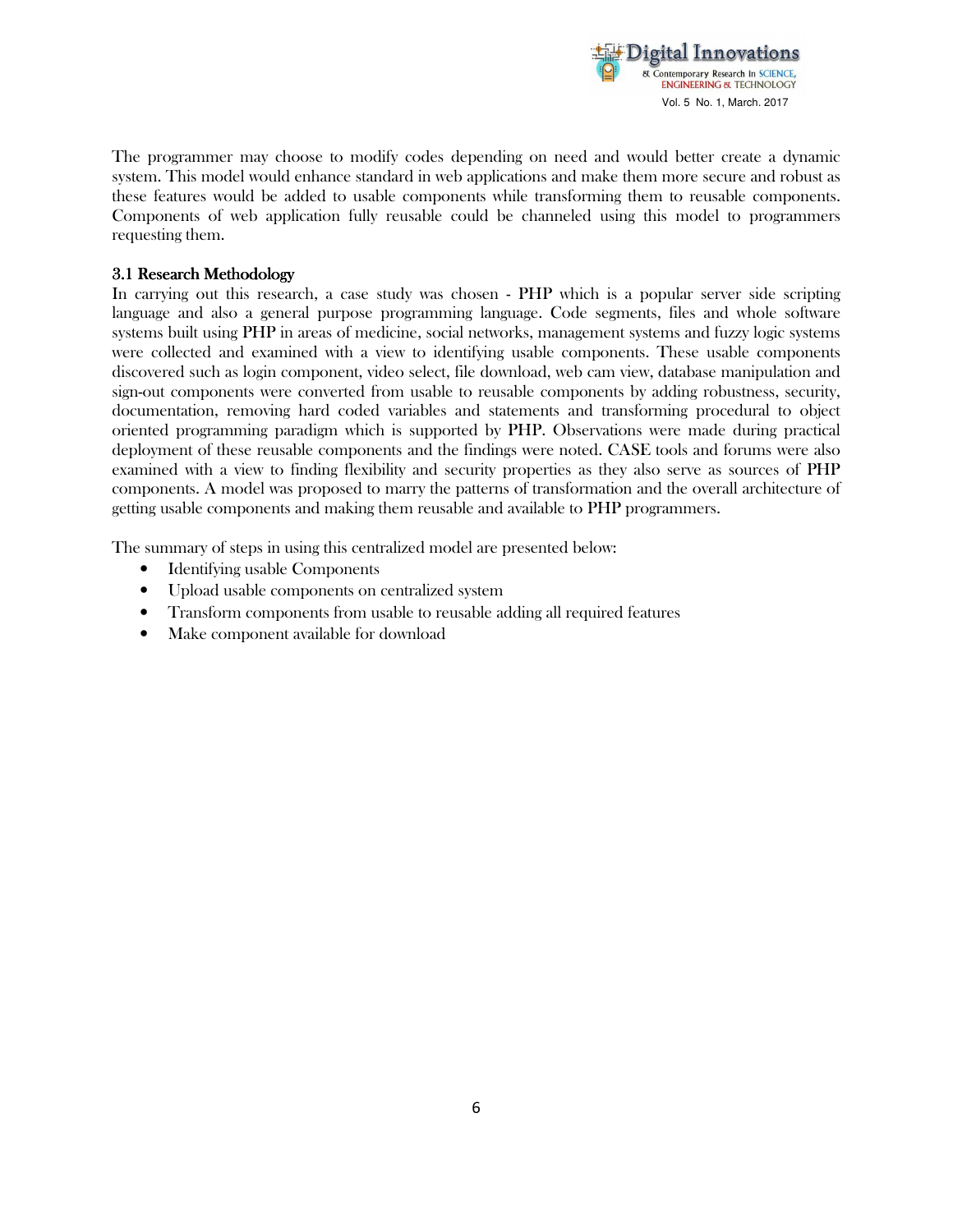The programmer may choose to modify codes depending on need and would better create a dynamic system. This model would enhance standard in web applications and make them more secure and robust as these features would be added to usable components while transforming them to reusable components. Components of web application fully reusable could be channeled using this model to programmers requesting them.

### 3.1 Research Methodology

In carrying out this research, a case study was chosen - PHP which is a popular server side scripting language and also a general purpose programming language. Code segments, files and whole software systems built using PHP in areas of medicine, social networks, management systems and fuzzy logic systems were collected and examined with a view to identifying usable components. These usable components discovered such as login component, video select, file download, web cam view, database manipulation and sign-out components were converted from usable to reusable components by adding robustness, security, documentation, removing hard coded variables and statements and transforming procedural to object oriented programming paradigm which is supported by PHP. Observations were made during practical deployment of these reusable components and the findings were noted. CASE tools and forums were also examined with a view to finding flexibility and security properties as they also serve as sources of PHP components. A model was proposed to marry the patterns of transformation and the overall architecture of getting usable components and making them reusable and available to PHP programmers.

The summary of steps in using this centralized model are presented below:

- Identifying usable Components
- Upload usable components on centralized system
- Transform components from usable to reusable adding all required features
- Make component available for download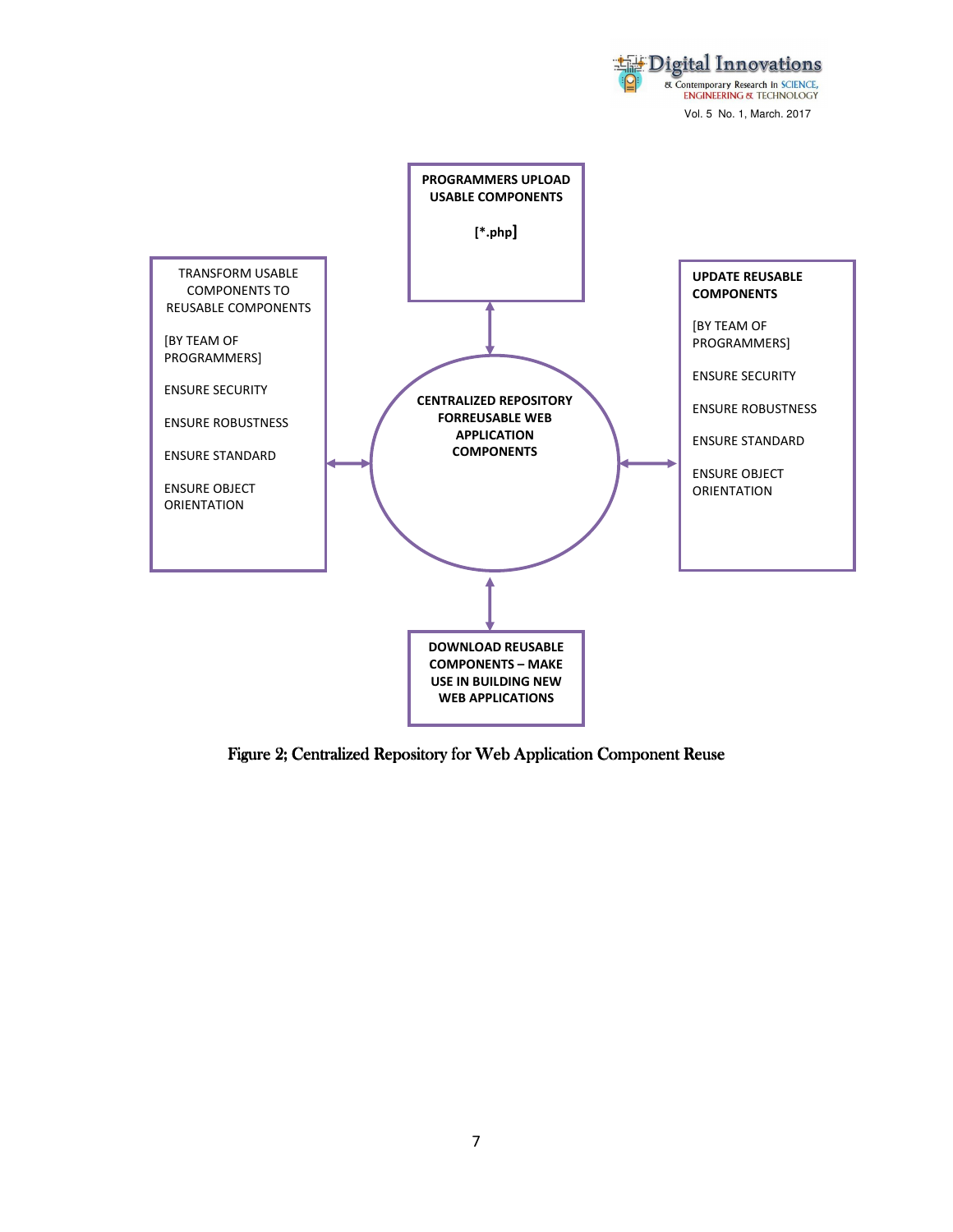PROGRAMMERS UPLOAD USABLE COMPONENTS

[*.php]

TRANSFORM USABLE COMPONENTS TO REUSABLE COMPONENTS

[BY TEAM OF PROGRAMMERS]

ENSURE SECURITY

ENSURE ROBUSTNESS

ENSURE STANDARD

ENSURE OBJECT ORIENTATION

CENTRALIZED REPOSITORY FORREUSABLE WEB APPLICATION COMPONENTS

UPDATE REUSABLE COMPONENTS

[BY TEAM OF PROGRAMMERS]

ENSURE SECURITY

ENSURE ROBUSTNESS

ENSURE STANDARD

ENSURE OBJECT ORIENTATION

DOWNLOAD REUSABLE COMPONENTS – MAKE USE IN BUILDING NEW WEB APPLICATIONS

Figure 2; Centralized Repository for Web Application Component Reuse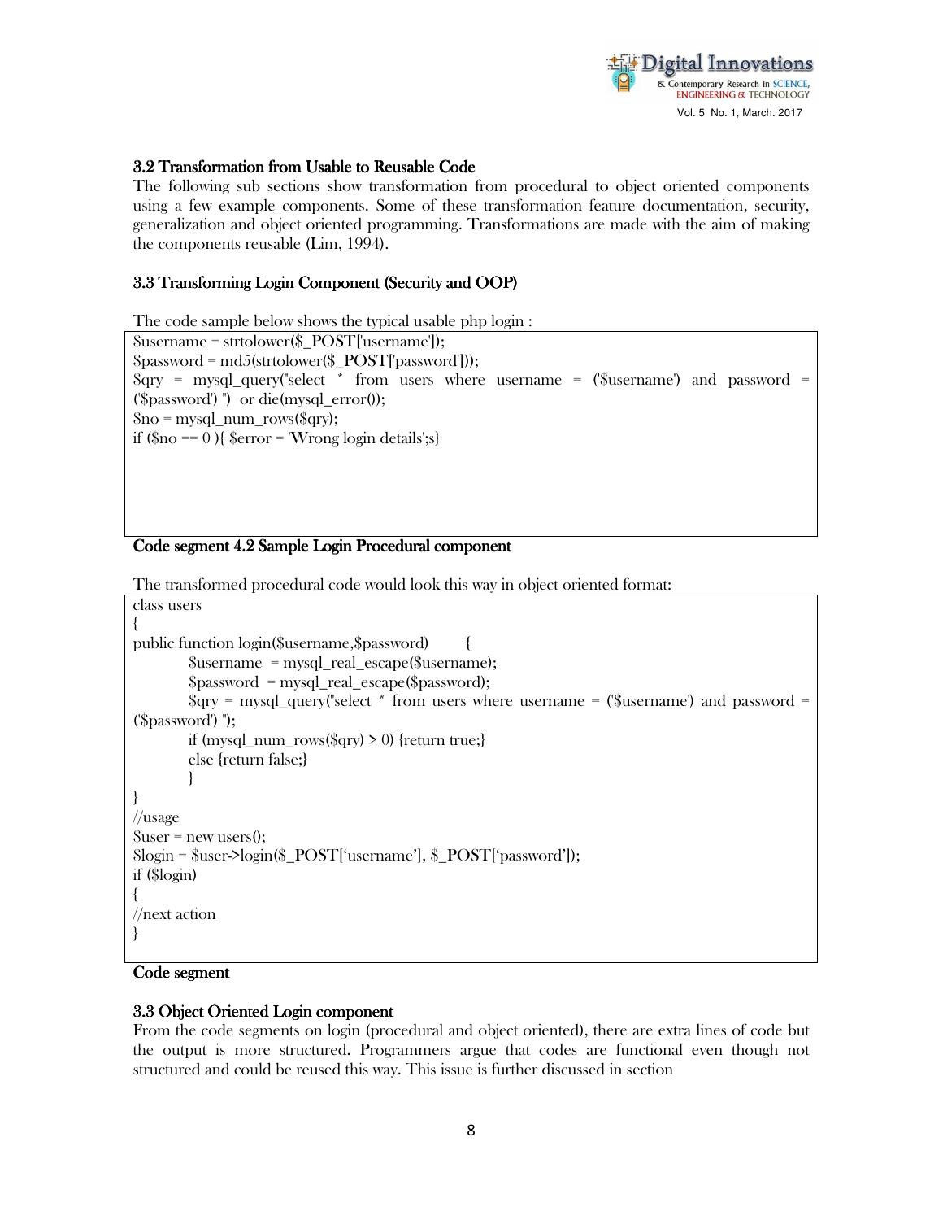### 3.2 Transformation from Usable to Reusable Code

The following sub sections show transformation from procedural to object oriented components using a few example components. Some of these transformation feature documentation, security, generalization and object oriented programming. Transformations are made with the aim of making the components reusable (Lim, 1994).

### 3.3 Transforming Login Component (Security and OOP)

The code sample below shows the typical usable php login :

```
$username = strtolower($_POST['username']);
$password = md5(strtolower($_POST['password']));
$qry = mysql_query("select * from users where username = ('$username') and password =
('$password') ") or die(mysql_error());
$no = mysql_num_rows($qry);
if ($no == 0 ){ $error = 'Wrong login details';s}
```

**Code segment 4.2 Sample Login Procedural component**

The transformed procedural code would look this way in object oriented format:

```
class users
{
public function login($username,$password)      {
        $username  = mysql_real_escape($username);
        $password  = mysql_real_escape($password);
        $qry = mysql_query("select * from users where username = ('$username') and password =
('$password') ");
        if (mysql_num_rows($qry) > 0) {return true;}
        else {return false;}
        }
}
//usage
$user = new users();
$login = $user->login($_POST['username'], $_POST['password']);
if ($login)
{
//next action
}
```

**Code segment**

### 3.3 Object Oriented Login component

From the code segments on login (procedural and object oriented), there are extra lines of code but the output is more structured. Programmers argue that codes are functional even though not structured and could be reused this way. This issue is further discussed in section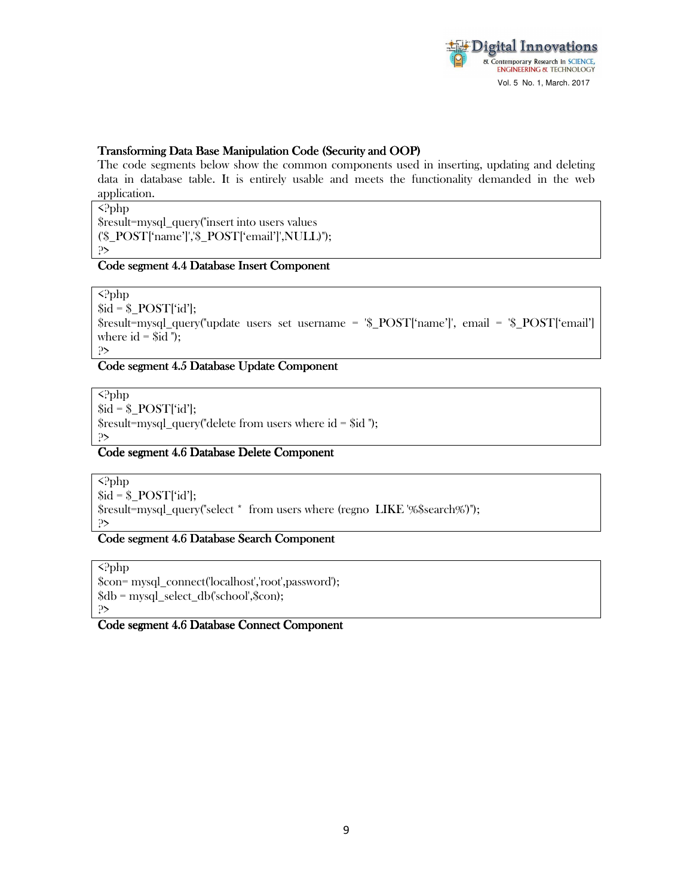**Transforming Data Base Manipulation Code (Security and OOP)**

The code segments below show the common components used in inserting, updating and deleting data in database table. It is entirely usable and meets the functionality demanded in the web application.

```
<?php
$result=mysql_query("insert into users values
('$_POST['name']','$_POST['email']',NULL)");
?>
```

**Code segment 4.4 Database Insert Component**

```
<?php
$id = $_POST['id'];
$result=mysql_query("update users set username = '$_POST['name']', email = '$_POST['email']
where id = $id ");
?>
```

**Code segment 4.5 Database Update Component**

```
<?php
$id = $_POST['id'];
$result=mysql_query("delete from users where id = $id ");
?>
```

**Code segment 4.6 Database Delete Component**

```
<?php
$id = $_POST['id'];
$result=mysql_query("select * from users where (regno LIKE '%$search%')");
?>
```

**Code segment 4.6 Database Search Component**

```
<?php
$con= mysql_connect('localhost','root',password');
$db = mysql_select_db('school',$con);
?>
```

**Code segment 4.6 Database Connect Component**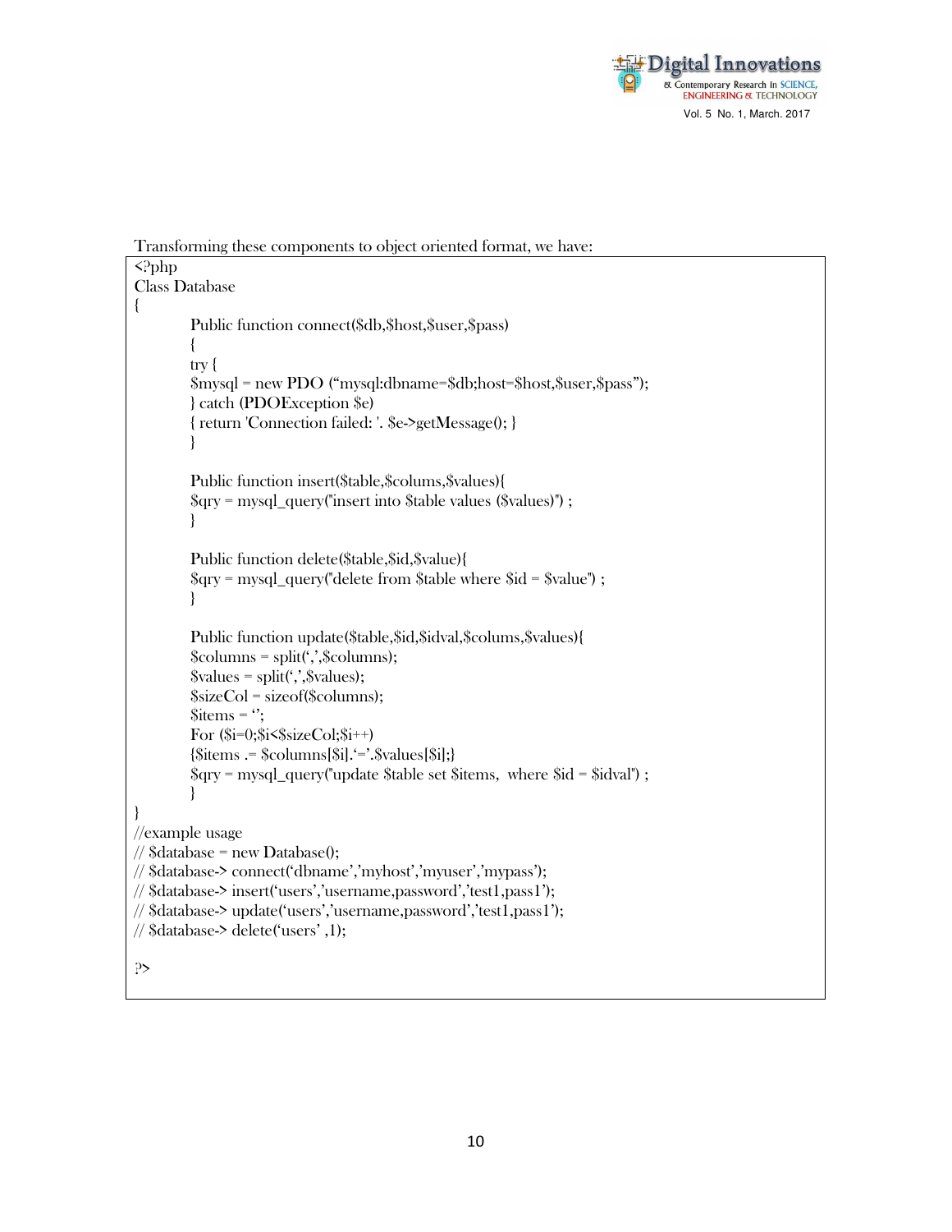Transforming these components to object oriented format, we have:

```
<?php
Class Database
{
        Public function connect($db,$host,$user,$pass)
        {
        try {
        $mysql = new PDO ("mysql:dbname=$db;host=$host,$user,$pass");
        } catch (PDOException $e)
        { return 'Connection failed: '. $e->getMessage(); }
        }

        Public function insert($table,$colums,$values){
        $qry = mysql_query("insert into $table values ($values)") ;
        }

        Public function delete($table,$id,$value){
        $qry = mysql_query("delete from $table where $id = $value") ;
        }

        Public function update($table,$id,$idval,$colums,$values){
        $columns = split(',',$columns);
        $values = split(',',$values);
        $sizeCol = sizeof($columns);
        $items = '';
        For ($i=0;$i<$sizeCol;$i++)
        {$items .= $columns[$i].'='.$values[$i];}
        $qry = mysql_query("update $table set $items,  where $id = $idval") ;
        }
}
//example usage
// $database = new Database();
// $database-> connect('dbname','myhost','myuser','mypass');
// $database-> insert('users','username,password','test1,pass1');
// $database-> update('users','username,password','test1,pass1');
// $database-> delete('users' ,1);

?>
```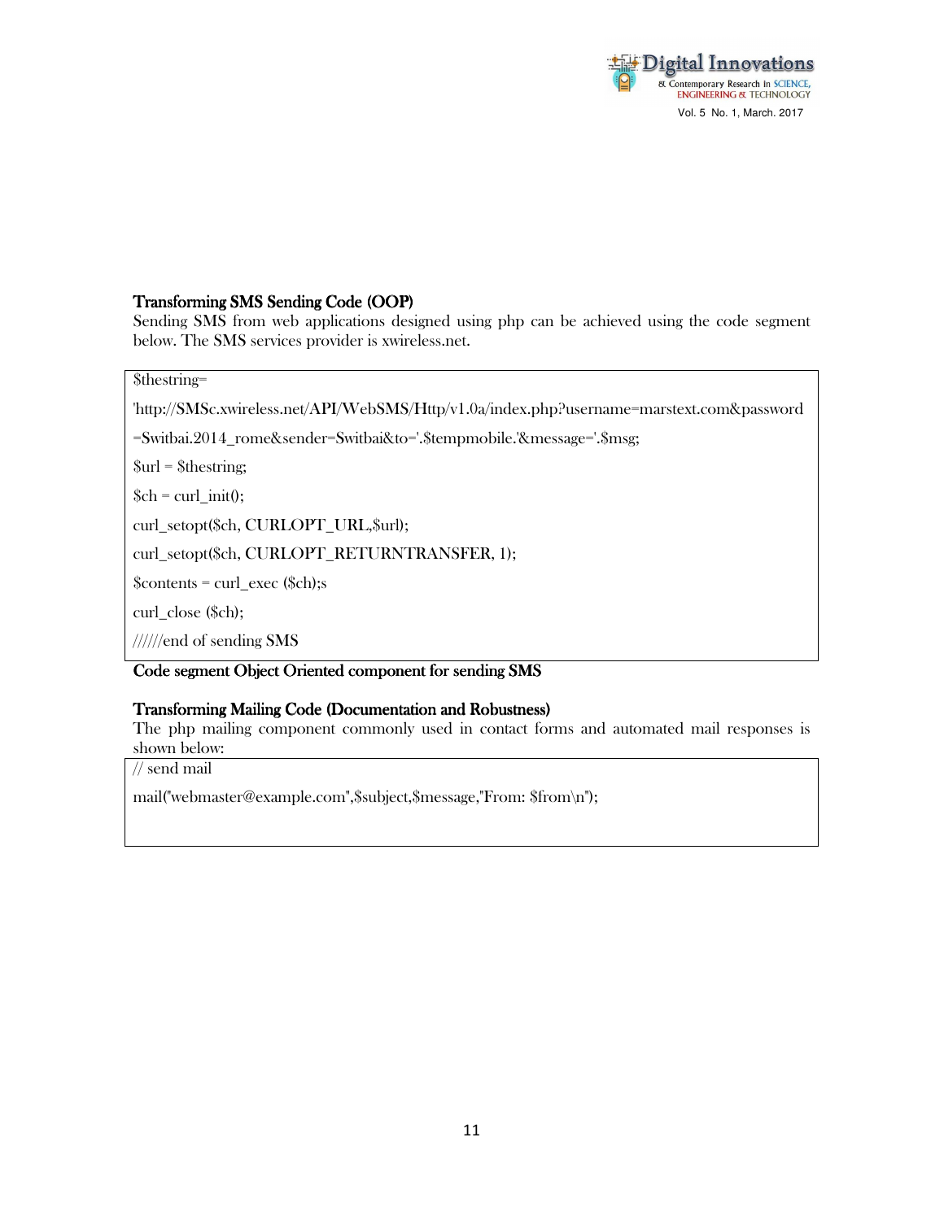**Transforming SMS Sending Code (OOP)**

Sending SMS from web applications designed using php can be achieved using the code segment below. The SMS services provider is xwireless.net.

```
$thestring=
'http://SMSc.xwireless.net/API/WebSMS/Http/v1.0a/index.php?username=marstext.com&password
=Switbai.2014_rome&sender=Switbai&to='.$tempmobile.'&message='.$msg;
$url = $thestring;
$ch = curl_init();
curl_setopt($ch, CURLOPT_URL,$url);
curl_setopt($ch, CURLOPT_RETURNTRANSFER, 1);
$contents = curl_exec ($ch);s
curl_close ($ch);
//////end of sending SMS
```

**Code segment Object Oriented component for sending SMS**

**Transforming Mailing Code (Documentation and Robustness)**

The php mailing component commonly used in contact forms and automated mail responses is shown below:

```
// send mail
mail("webmaster@example.com",$subject,$message,"From: $from\n");
```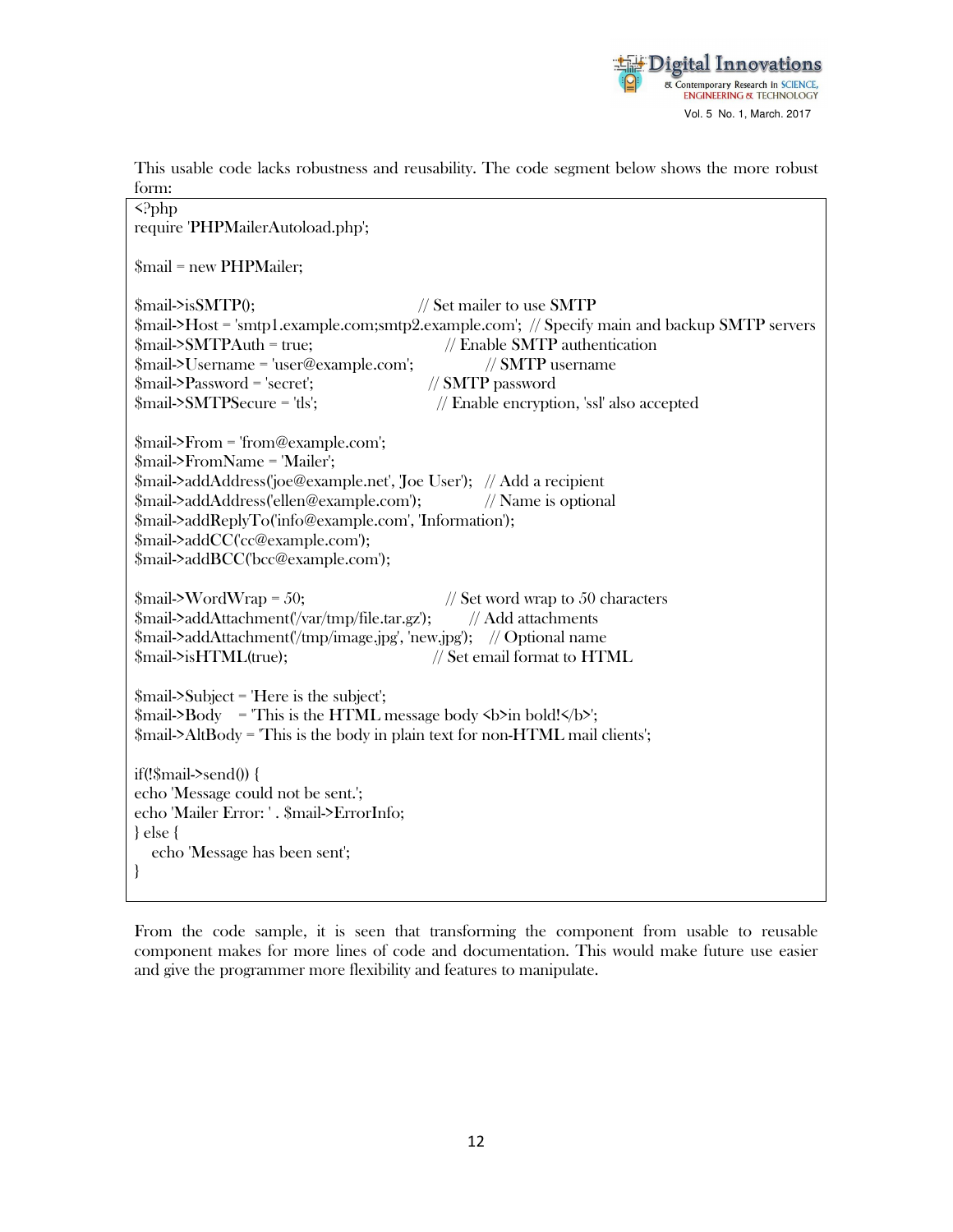This usable code lacks robustness and reusability. The code segment below shows the more robust form:

```
<?php
require 'PHPMailerAutoload.php';

$mail = new PHPMailer;

$mail->isSMTP();                                      // Set mailer to use SMTP
$mail->Host = 'smtp1.example.com;smtp2.example.com';  // Specify main and backup SMTP servers
$mail->SMTPAuth = true;                               // Enable SMTP authentication
$mail->Username = 'user@example.com';                 // SMTP username
$mail->Password = 'secret';                           // SMTP password
$mail->SMTPSecure = 'tls';                            // Enable encryption, 'ssl' also accepted

$mail->From = 'from@example.com';
$mail->FromName = 'Mailer';
$mail->addAddress('joe@example.net', 'Joe User');   // Add a recipient
$mail->addAddress('ellen@example.com');             // Name is optional
$mail->addReplyTo('info@example.com', 'Information');
$mail->addCC('cc@example.com');
$mail->addBCC('bcc@example.com');

$mail->WordWrap = 50;                                 // Set word wrap to 50 characters
$mail->addAttachment('/var/tmp/file.tar.gz');         // Add attachments
$mail->addAttachment('/tmp/image.jpg', 'new.jpg');    // Optional name
$mail->isHTML(true);                                  // Set email format to HTML

$mail->Subject = 'Here is the subject';
$mail->Body    = 'This is the HTML message body <b>in bold!</b>';
$mail->AltBody = 'This is the body in plain text for non-HTML mail clients';

if(!$mail->send()) {
echo 'Message could not be sent.';
echo 'Mailer Error: ' . $mail->ErrorInfo;
} else {
   echo 'Message has been sent';
}
```

From the code sample, it is seen that transforming the component from usable to reusable component makes for more lines of code and documentation. This would make future use easier and give the programmer more flexibility and features to manipulate.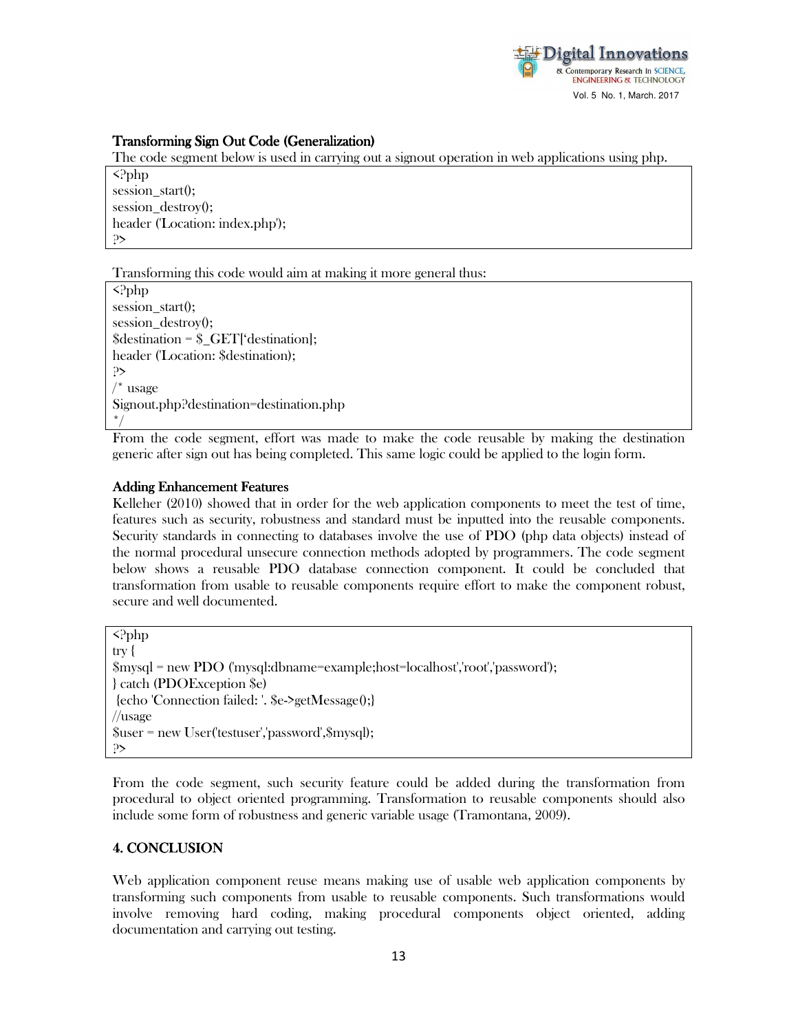### Transforming Sign Out Code (Generalization)

The code segment below is used in carrying out a signout operation in web applications using php.

```
<?php
session_start();
session_destroy();
header ('Location: index.php');
?>
```

Transforming this code would aim at making it more general thus:

```
<?php
session_start();
session_destroy();
$destination = $_GET['destination];
header ('Location: $destination);
?>
/* usage
Signout.php?destination=destination.php
*/
```

From the code segment, effort was made to make the code reusable by making the destination generic after sign out has being completed. This same logic could be applied to the login form.

### Adding Enhancement Features

Kelleher (2010) showed that in order for the web application components to meet the test of time, features such as security, robustness and standard must be inputted into the reusable components. Security standards in connecting to databases involve the use of PDO (php data objects) instead of the normal procedural unsecure connection methods adopted by programmers. The code segment below shows a reusable PDO database connection component. It could be concluded that transformation from usable to reusable components require effort to make the component robust, secure and well documented.

```
<?php
try {
$mysql = new PDO ('mysql:dbname=example;host=localhost','root','password');
} catch (PDOException $e)
 {echo 'Connection failed: '. $e->getMessage();}
//usage
$user = new User('testuser','password',$mysql);
?>
```

From the code segment, such security feature could be added during the transformation from procedural to object oriented programming. Transformation to reusable components should also include some form of robustness and generic variable usage (Tramontana, 2009).

## 4. CONCLUSION

Web application component reuse means making use of usable web application components by transforming such components from usable to reusable components. Such transformations would involve removing hard coding, making procedural components object oriented, adding documentation and carrying out testing.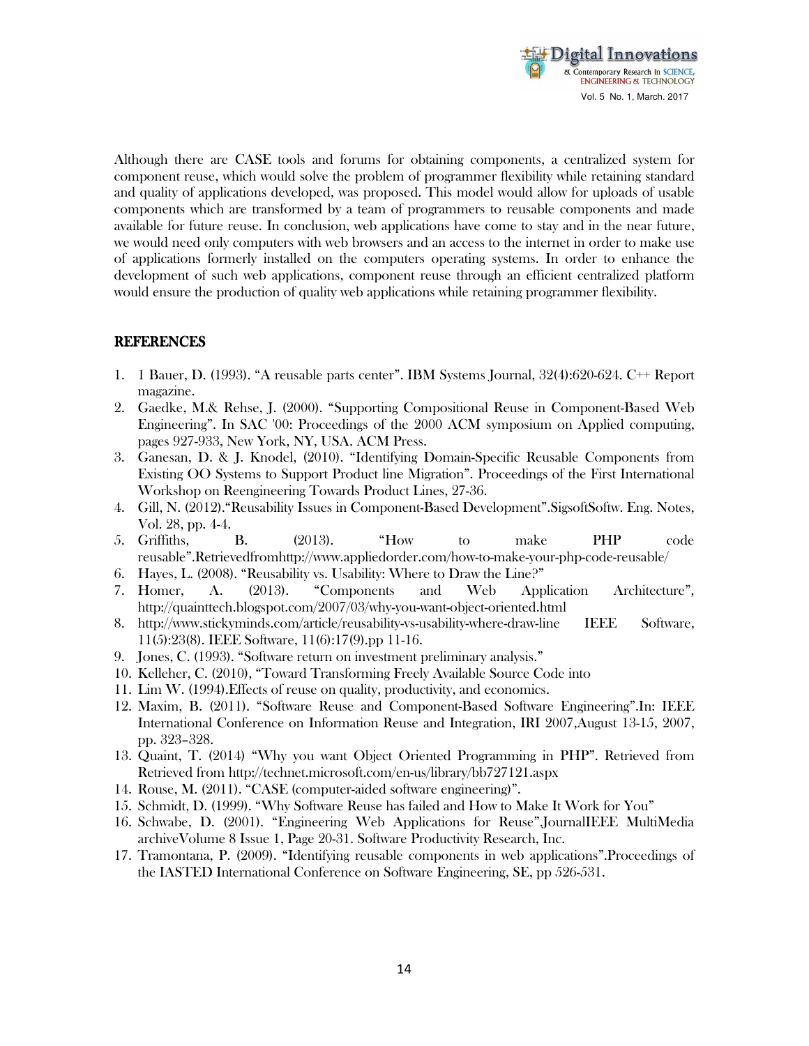Although there are CASE tools and forums for obtaining components, a centralized system for component reuse, which would solve the problem of programmer flexibility while retaining standard and quality of applications developed, was proposed. This model would allow for uploads of usable components which are transformed by a team of programmers to reusable components and made available for future reuse. In conclusion, web applications have come to stay and in the near future, we would need only computers with web browsers and an access to the internet in order to make use of applications formerly installed on the computers operating systems. In order to enhance the development of such web applications, component reuse through an efficient centralized platform would ensure the production of quality web applications while retaining programmer flexibility.

## REFERENCES

1. 1 Bauer, D. (1993). "A reusable parts center". IBM Systems Journal, 32(4):620-624. C++ Report magazine.
2. Gaedke, M.& Rehse, J. (2000). "Supporting Compositional Reuse in Component-Based Web Engineering". In SAC '00: Proceedings of the 2000 ACM symposium on Applied computing, pages 927-933, New York, NY, USA. ACM Press.
3. Ganesan, D. & J. Knodel, (2010). "Identifying Domain-Specific Reusable Components from Existing OO Systems to Support Product line Migration". Proceedings of the First International Workshop on Reengineering Towards Product Lines, 27-36.
4. Gill, N. (2012)."Reusability Issues in Component-Based Development".SigsoftSoftw. Eng. Notes, Vol. 28, pp. 4-4.
5. Griffiths, B. (2013). "How to make PHP code reusable".Retrievedfromhttp://www.appliedorder.com/how-to-make-your-php-code-reusable/
6. Hayes, L. (2008). "Reusability vs. Usability: Where to Draw the Line?"
7. Homer, A. (2013). "Components and Web Application Architecture", http://quainttech.blogspot.com/2007/03/why-you-want-object-oriented.html
8. http://www.stickyminds.com/article/reusability-vs-usability-where-draw-line IEEE Software, 11(5):23(8). IEEE Software, 11(6):17(9).pp 11-16.
9. Jones, C. (1993). "Software return on investment preliminary analysis."
10. Kelleher, C. (2010), "Toward Transforming Freely Available Source Code into
11. Lim W. (1994).Effects of reuse on quality, productivity, and economics.
12. Maxim, B. (2011). "Software Reuse and Component-Based Software Engineering".In: IEEE International Conference on Information Reuse and Integration, IRI 2007,August 13-15, 2007, pp. 323–328.
13. Quaint, T. (2014) "Why you want Object Oriented Programming in PHP". Retrieved from Retrieved from http://technet.microsoft.com/en-us/library/bb727121.aspx
14. Rouse, M. (2011). "CASE (computer-aided software engineering)".
15. Schmidt, D. (1999). "Why Software Reuse has failed and How to Make It Work for You"
16. Schwabe, D. (2001). "Engineering Web Applications for Reuse",JournalIEEE MultiMedia archiveVolume 8 Issue 1, Page 20-31. Software Productivity Research, Inc.
17. Tramontana, P. (2009). "Identifying reusable components in web applications".Proceedings of the IASTED International Conference on Software Engineering, SE, pp 526-531.